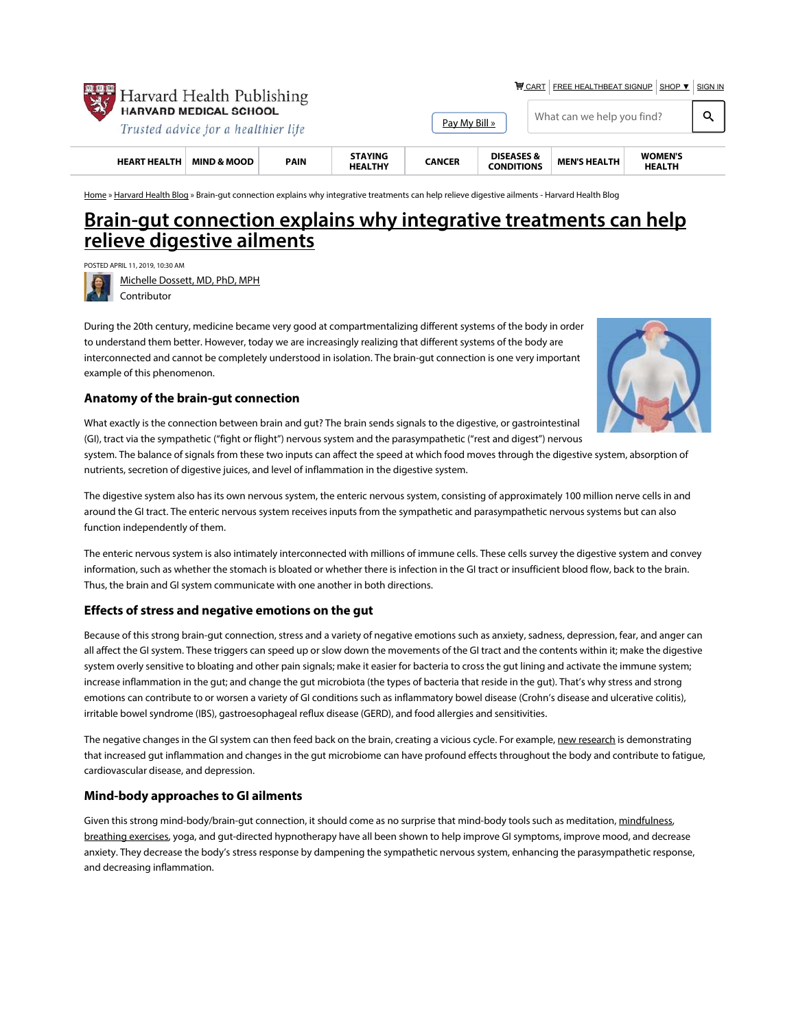Home » Harvard Health Blog » Brain-gut connection explains why integrative treatments can help relieve digestive ailments - Harvard Health Blog

# Brain-gut connection explains why integrative treatments can help relieve digestive ailments

POSTED APRIL 11, 2019, 10:30 AM

Michelle Dossett, MD, PhD, MPH
Contributor

During the 20th century, medicine became very good at compartmentalizing different systems of the body in order to understand them better. However, today we are increasingly realizing that different systems of the body are interconnected and cannot be completely understood in isolation. The brain-gut connection is one very important example of this phenomenon.

## Anatomy of the brain-gut connection

What exactly is the connection between brain and gut? The brain sends signals to the digestive, or gastrointestinal (GI), tract via the sympathetic ("fight or flight") nervous system and the parasympathetic ("rest and digest") nervous system. The balance of signals from these two inputs can affect the speed at which food moves through the digestive system, absorption of nutrients, secretion of digestive juices, and level of inflammation in the digestive system.

The digestive system also has its own nervous system, the enteric nervous system, consisting of approximately 100 million nerve cells in and around the GI tract. The enteric nervous system receives inputs from the sympathetic and parasympathetic nervous systems but can also function independently of them.

The enteric nervous system is also intimately interconnected with millions of immune cells. These cells survey the digestive system and convey information, such as whether the stomach is bloated or whether there is infection in the GI tract or insufficient blood flow, back to the brain. Thus, the brain and GI system communicate with one another in both directions.

## Effects of stress and negative emotions on the gut

Because of this strong brain-gut connection, stress and a variety of negative emotions such as anxiety, sadness, depression, fear, and anger can all affect the GI system. These triggers can speed up or slow down the movements of the GI tract and the contents within it; make the digestive system overly sensitive to bloating and other pain signals; make it easier for bacteria to cross the gut lining and activate the immune system; increase inflammation in the gut; and change the gut microbiota (the types of bacteria that reside in the gut). That's why stress and strong emotions can contribute to or worsen a variety of GI conditions such as inflammatory bowel disease (Crohn's disease and ulcerative colitis), irritable bowel syndrome (IBS), gastroesophageal reflux disease (GERD), and food allergies and sensitivities.

The negative changes in the GI system can then feed back on the brain, creating a vicious cycle. For example, new research is demonstrating that increased gut inflammation and changes in the gut microbiome can have profound effects throughout the body and contribute to fatigue, cardiovascular disease, and depression.

## Mind-body approaches to GI ailments

Given this strong mind-body/brain-gut connection, it should come as no surprise that mind-body tools such as meditation, mindfulness, breathing exercises, yoga, and gut-directed hypnotherapy have all been shown to help improve GI symptoms, improve mood, and decrease anxiety. They decrease the body's stress response by dampening the sympathetic nervous system, enhancing the parasympathetic response, and decreasing inflammation.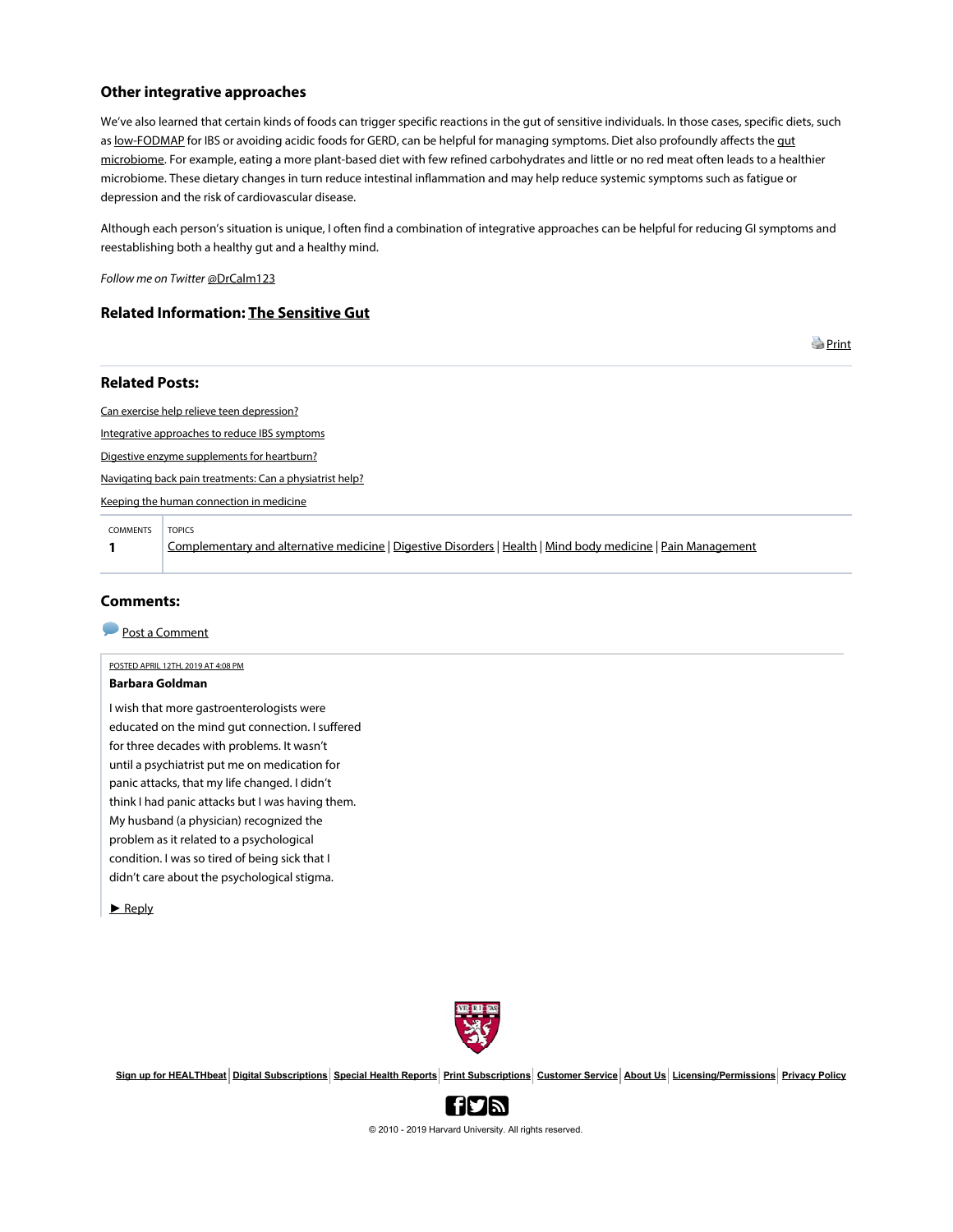### Other integrative approaches

We've also learned that certain kinds of foods can trigger specific reactions in the gut of sensitive individuals. In those cases, specific diets, such as low-FODMAP for IBS or avoiding acidic foods for GERD, can be helpful for managing symptoms. Diet also profoundly affects the gut microbiome. For example, eating a more plant-based diet with few refined carbohydrates and little or no red meat often leads to a healthier microbiome. These dietary changes in turn reduce intestinal inflammation and may help reduce systemic symptoms such as fatigue or depression and the risk of cardiovascular disease.

Although each person's situation is unique, I often find a combination of integrative approaches can be helpful for reducing GI symptoms and reestablishing both a healthy gut and a healthy mind.

*Follow me on Twitter* @DrCalm123

### Related Information: The Sensitive Gut

Print

### Related Posts:

Can exercise help relieve teen depression?

Integrative approaches to reduce IBS symptoms

Digestive enzyme supplements for heartburn?

Navigating back pain treatments: Can a physiatrist help?

Keeping the human connection in medicine

| COMMENTS | TOPICS |
|---|---|
| 1 | Complementary and alternative medicine \| Digestive Disorders \| Health \| Mind body medicine \| Pain Management |

### Comments:

Post a Comment

POSTED APRIL 12TH, 2019 AT 4:08 PM

**Barbara Goldman**

I wish that more gastroenterologists were educated on the mind gut connection. I suffered for three decades with problems. It wasn't until a psychiatrist put me on medication for panic attacks, that my life changed. I didn't think I had panic attacks but I was having them. My husband (a physician) recognized the problem as it related to a psychological condition. I was so tired of being sick that I didn't care about the psychological stigma.

► Reply

Sign up for HEALTHbeat | Digital Subscriptions | Special Health Reports | Print Subscriptions | Customer Service | About Us | Licensing/Permissions | Privacy Policy

© 2010 - 2019 Harvard University. All rights reserved.